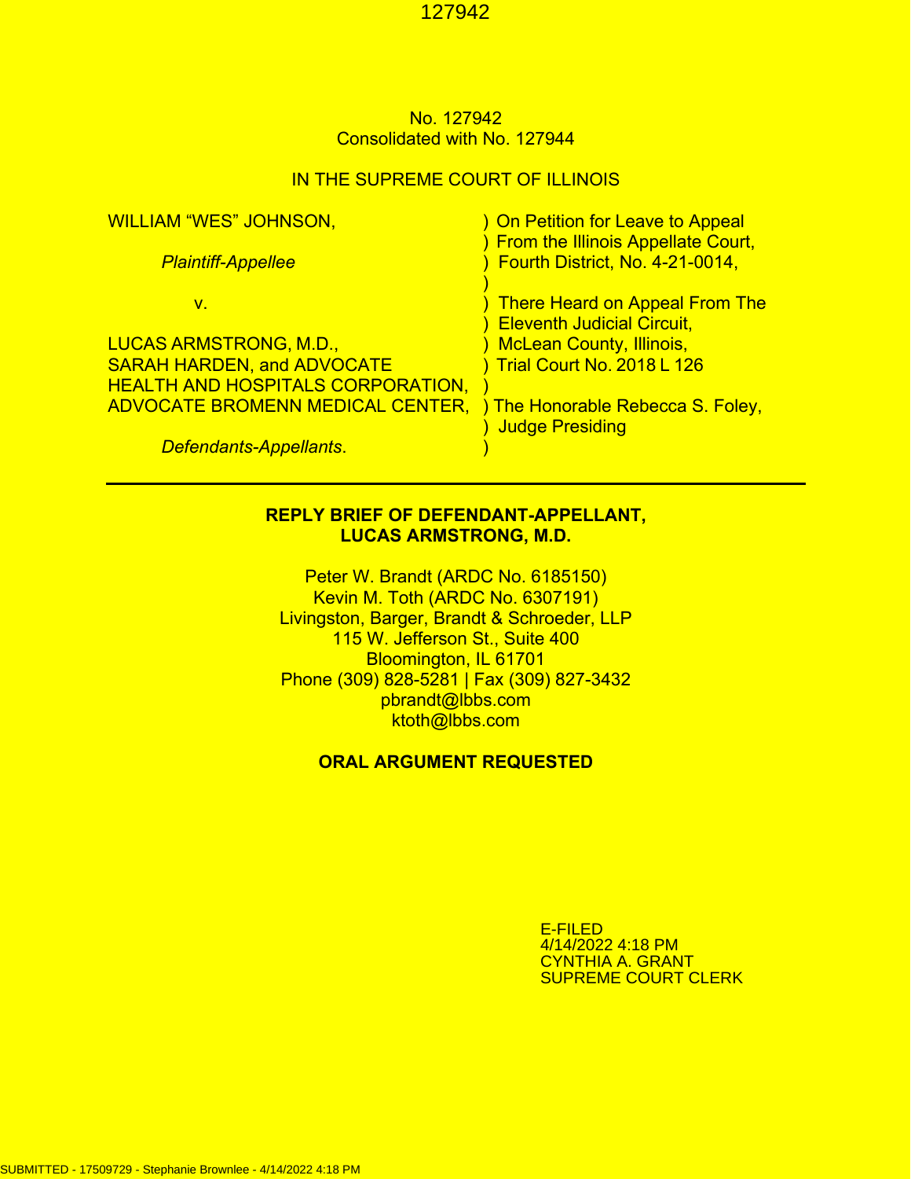No. 127942
Consolidated with No. 127944

IN THE SUPREME COURT OF ILLINOIS

| | |
|---|---|
| WILLIAM "WES" JOHNSON, | ) On Petition for Leave to Appeal |
| | ) From the Illinois Appellate Court, |
| *Plaintiff-Appellee* | ) Fourth District, No. 4-21-0014, |
| | ) |
| v. | ) There Heard on Appeal From The |
| | ) Eleventh Judicial Circuit, |
| LUCAS ARMSTRONG, M.D., | ) McLean County, Illinois, |
| SARAH HARDEN, and ADVOCATE | ) Trial Court No. 2018 L 126 |
| HEALTH AND HOSPITALS CORPORATION, | ) |
| ADVOCATE BROMENN MEDICAL CENTER, | ) The Honorable Rebecca S. Foley, |
| | ) Judge Presiding |
| *Defendants-Appellants*. | ) |

---

**REPLY BRIEF OF DEFENDANT-APPELLANT,
LUCAS ARMSTRONG, M.D.**

Peter W. Brandt (ARDC No. 6185150)
Kevin M. Toth (ARDC No. 6307191)
Livingston, Barger, Brandt & Schroeder, LLP
115 W. Jefferson St., Suite 400
Bloomington, IL 61701
Phone (309) 828-5281 | Fax (309) 827-3432
pbrandt@lbbs.com
ktoth@lbbs.com

**ORAL ARGUMENT REQUESTED**

E-FILED
4/14/2022 4:18 PM
CYNTHIA A. GRANT
SUPREME COURT CLERK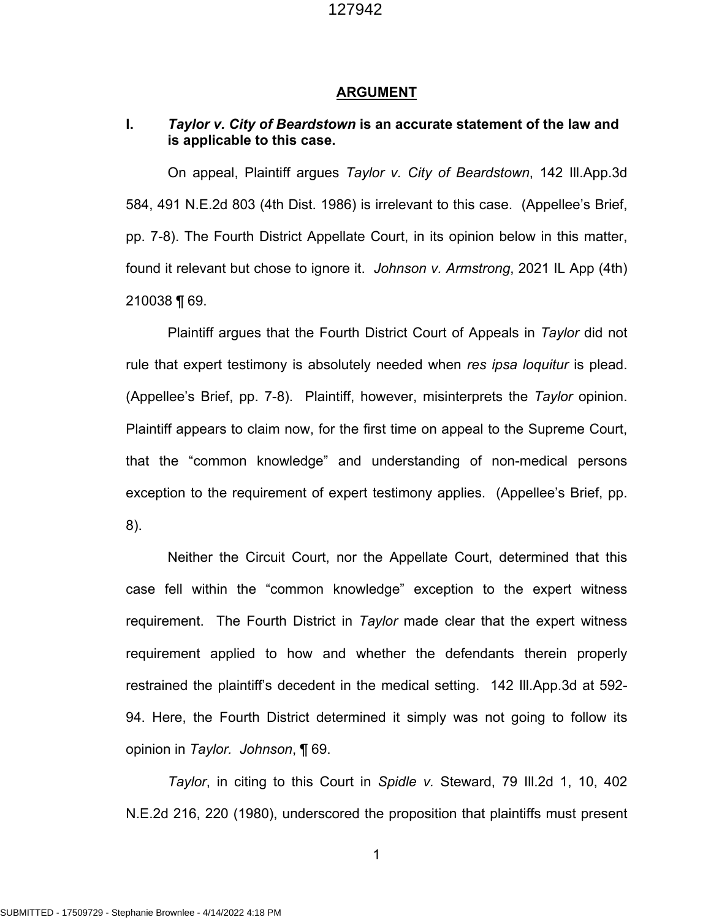## ARGUMENT

### I. *Taylor v. City of Beardstown* is an accurate statement of the law and is applicable to this case.

On appeal, Plaintiff argues *Taylor v. City of Beardstown*, 142 Ill.App.3d 584, 491 N.E.2d 803 (4th Dist. 1986) is irrelevant to this case. (Appellee's Brief, pp. 7-8). The Fourth District Appellate Court, in its opinion below in this matter, found it relevant but chose to ignore it. *Johnson v. Armstrong*, 2021 IL App (4th) 210038 ¶ 69.

Plaintiff argues that the Fourth District Court of Appeals in *Taylor* did not rule that expert testimony is absolutely needed when *res ipsa loquitur* is plead. (Appellee's Brief, pp. 7-8). Plaintiff, however, misinterprets the *Taylor* opinion. Plaintiff appears to claim now, for the first time on appeal to the Supreme Court, that the "common knowledge" and understanding of non-medical persons exception to the requirement of expert testimony applies. (Appellee's Brief, pp. 8).

Neither the Circuit Court, nor the Appellate Court, determined that this case fell within the "common knowledge" exception to the expert witness requirement. The Fourth District in *Taylor* made clear that the expert witness requirement applied to how and whether the defendants therein properly restrained the plaintiff's decedent in the medical setting. 142 Ill.App.3d at 592-94. Here, the Fourth District determined it simply was not going to follow its opinion in *Taylor*. *Johnson*, ¶ 69.

*Taylor*, in citing to this Court in *Spidle v.* Steward, 79 Ill.2d 1, 10, 402 N.E.2d 216, 220 (1980), underscored the proposition that plaintiffs must present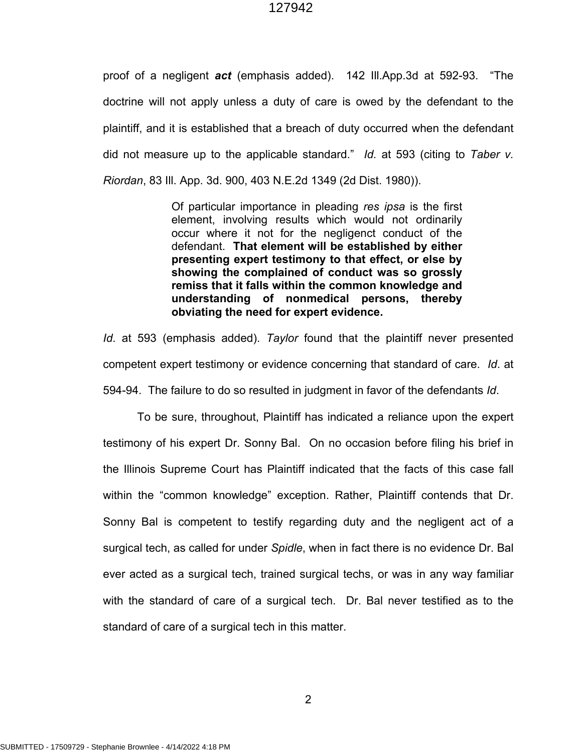proof of a negligent ***act*** (emphasis added). 142 Ill.App.3d at 592-93. "The doctrine will not apply unless a duty of care is owed by the defendant to the plaintiff, and it is established that a breach of duty occurred when the defendant did not measure up to the applicable standard." *Id.* at 593 (citing to *Taber v. Riordan*, 83 Ill. App. 3d. 900, 403 N.E.2d 1349 (2d Dist. 1980)).

> Of particular importance in pleading *res ipsa* is the first element, involving results which would not ordinarily occur where it not for the negligenct conduct of the defendant. **That element will be established by either presenting expert testimony to that effect, or else by showing the complained of conduct was so grossly remiss that it falls within the common knowledge and understanding of nonmedical persons, thereby obviating the need for expert evidence.**

*Id*. at 593 (emphasis added). *Taylor* found that the plaintiff never presented competent expert testimony or evidence concerning that standard of care. *Id*. at 594-94. The failure to do so resulted in judgment in favor of the defendants *Id*.

To be sure, throughout, Plaintiff has indicated a reliance upon the expert testimony of his expert Dr. Sonny Bal. On no occasion before filing his brief in the Illinois Supreme Court has Plaintiff indicated that the facts of this case fall within the "common knowledge" exception. Rather, Plaintiff contends that Dr. Sonny Bal is competent to testify regarding duty and the negligent act of a surgical tech, as called for under *Spidle*, when in fact there is no evidence Dr. Bal ever acted as a surgical tech, trained surgical techs, or was in any way familiar with the standard of care of a surgical tech. Dr. Bal never testified as to the standard of care of a surgical tech in this matter.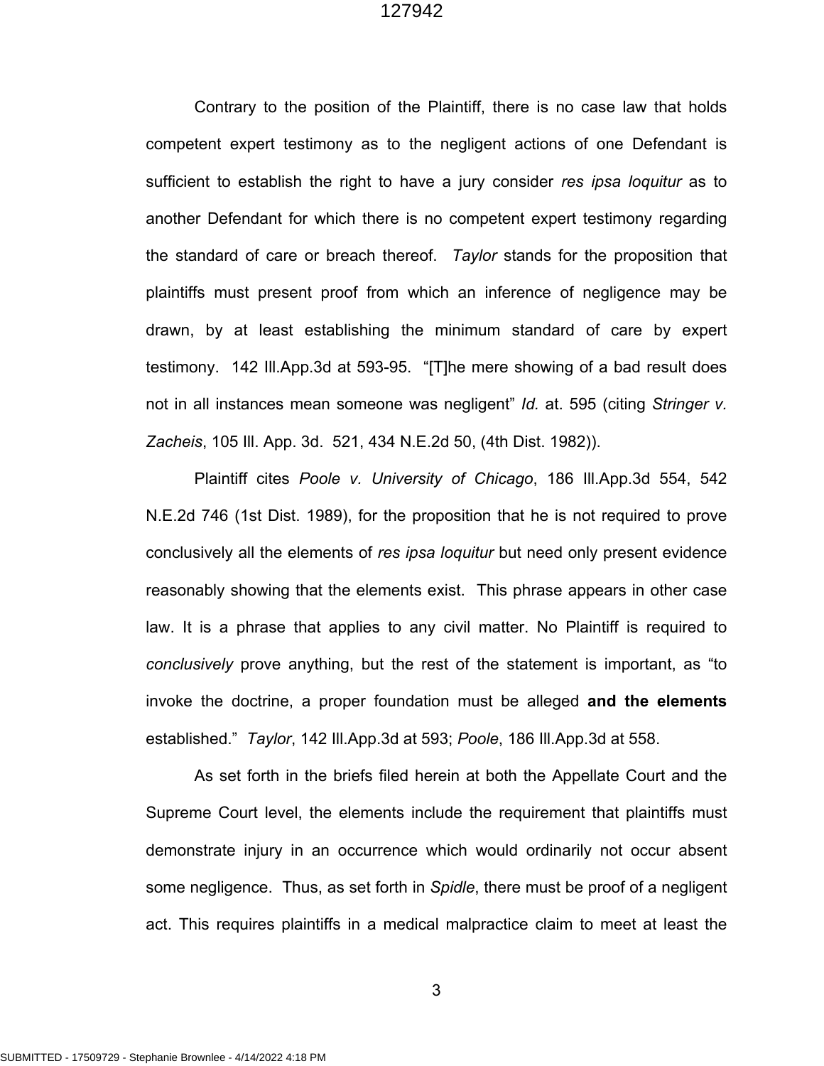Contrary to the position of the Plaintiff, there is no case law that holds competent expert testimony as to the negligent actions of one Defendant is sufficient to establish the right to have a jury consider *res ipsa loquitur* as to another Defendant for which there is no competent expert testimony regarding the standard of care or breach thereof. *Taylor* stands for the proposition that plaintiffs must present proof from which an inference of negligence may be drawn, by at least establishing the minimum standard of care by expert testimony. 142 Ill.App.3d at 593-95. "[T]he mere showing of a bad result does not in all instances mean someone was negligent" *Id.* at. 595 (citing *Stringer v. Zacheis*, 105 Ill. App. 3d. 521, 434 N.E.2d 50, (4th Dist. 1982)).

Plaintiff cites *Poole v. University of Chicago*, 186 Ill.App.3d 554, 542 N.E.2d 746 (1st Dist. 1989), for the proposition that he is not required to prove conclusively all the elements of *res ipsa loquitur* but need only present evidence reasonably showing that the elements exist. This phrase appears in other case law. It is a phrase that applies to any civil matter. No Plaintiff is required to *conclusively* prove anything, but the rest of the statement is important, as "to invoke the doctrine, a proper foundation must be alleged **and the elements** established." *Taylor*, 142 Ill.App.3d at 593; *Poole*, 186 Ill.App.3d at 558.

As set forth in the briefs filed herein at both the Appellate Court and the Supreme Court level, the elements include the requirement that plaintiffs must demonstrate injury in an occurrence which would ordinarily not occur absent some negligence. Thus, as set forth in *Spidle*, there must be proof of a negligent act. This requires plaintiffs in a medical malpractice claim to meet at least the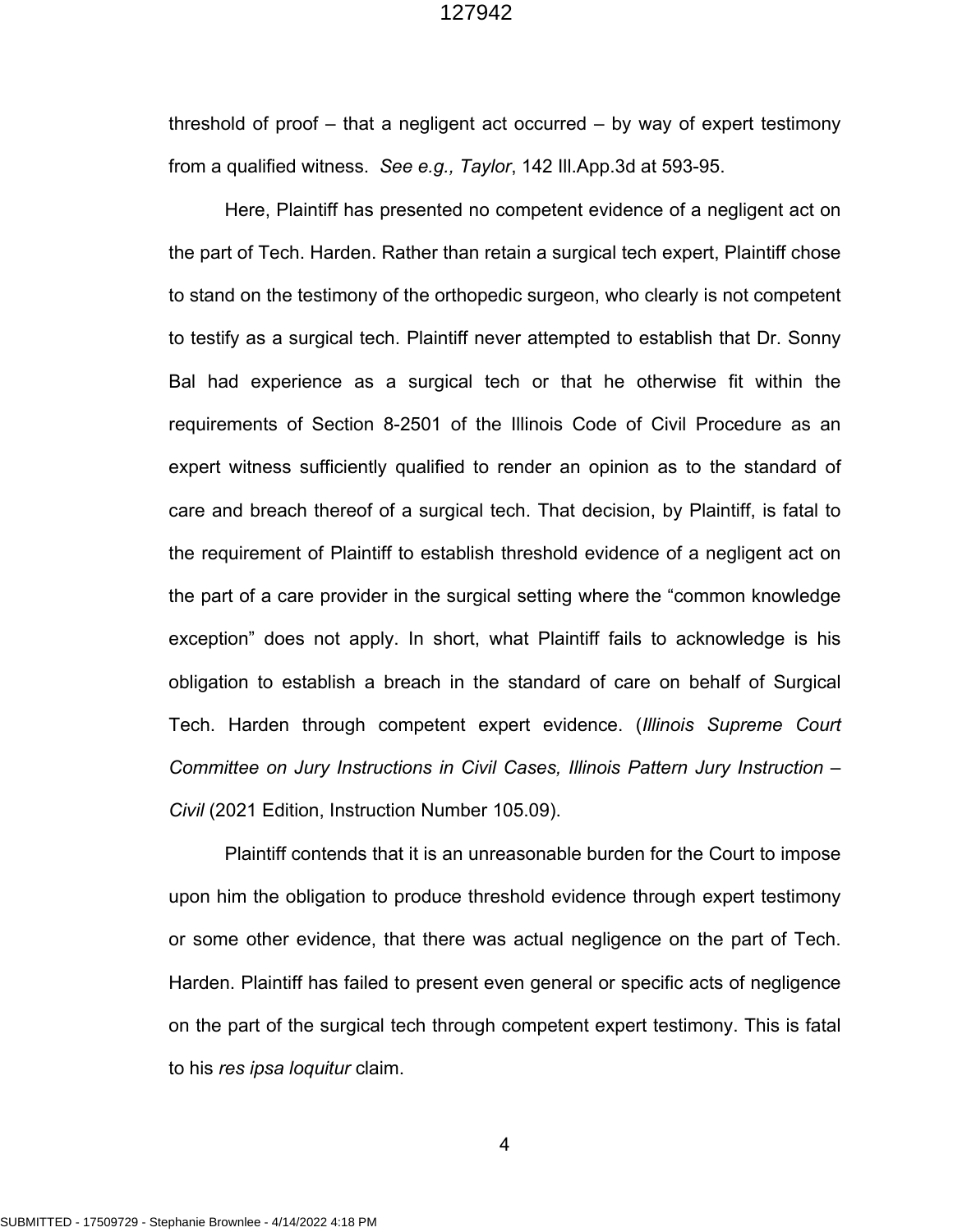threshold of proof – that a negligent act occurred – by way of expert testimony from a qualified witness. *See e.g., Taylor*, 142 Ill.App.3d at 593-95.

Here, Plaintiff has presented no competent evidence of a negligent act on the part of Tech. Harden. Rather than retain a surgical tech expert, Plaintiff chose to stand on the testimony of the orthopedic surgeon, who clearly is not competent to testify as a surgical tech. Plaintiff never attempted to establish that Dr. Sonny Bal had experience as a surgical tech or that he otherwise fit within the requirements of Section 8-2501 of the Illinois Code of Civil Procedure as an expert witness sufficiently qualified to render an opinion as to the standard of care and breach thereof of a surgical tech. That decision, by Plaintiff, is fatal to the requirement of Plaintiff to establish threshold evidence of a negligent act on the part of a care provider in the surgical setting where the "common knowledge exception" does not apply. In short, what Plaintiff fails to acknowledge is his obligation to establish a breach in the standard of care on behalf of Surgical Tech. Harden through competent expert evidence. (*Illinois Supreme Court Committee on Jury Instructions in Civil Cases, Illinois Pattern Jury Instruction – Civil* (2021 Edition, Instruction Number 105.09).

Plaintiff contends that it is an unreasonable burden for the Court to impose upon him the obligation to produce threshold evidence through expert testimony or some other evidence, that there was actual negligence on the part of Tech. Harden. Plaintiff has failed to present even general or specific acts of negligence on the part of the surgical tech through competent expert testimony. This is fatal to his *res ipsa loquitur* claim.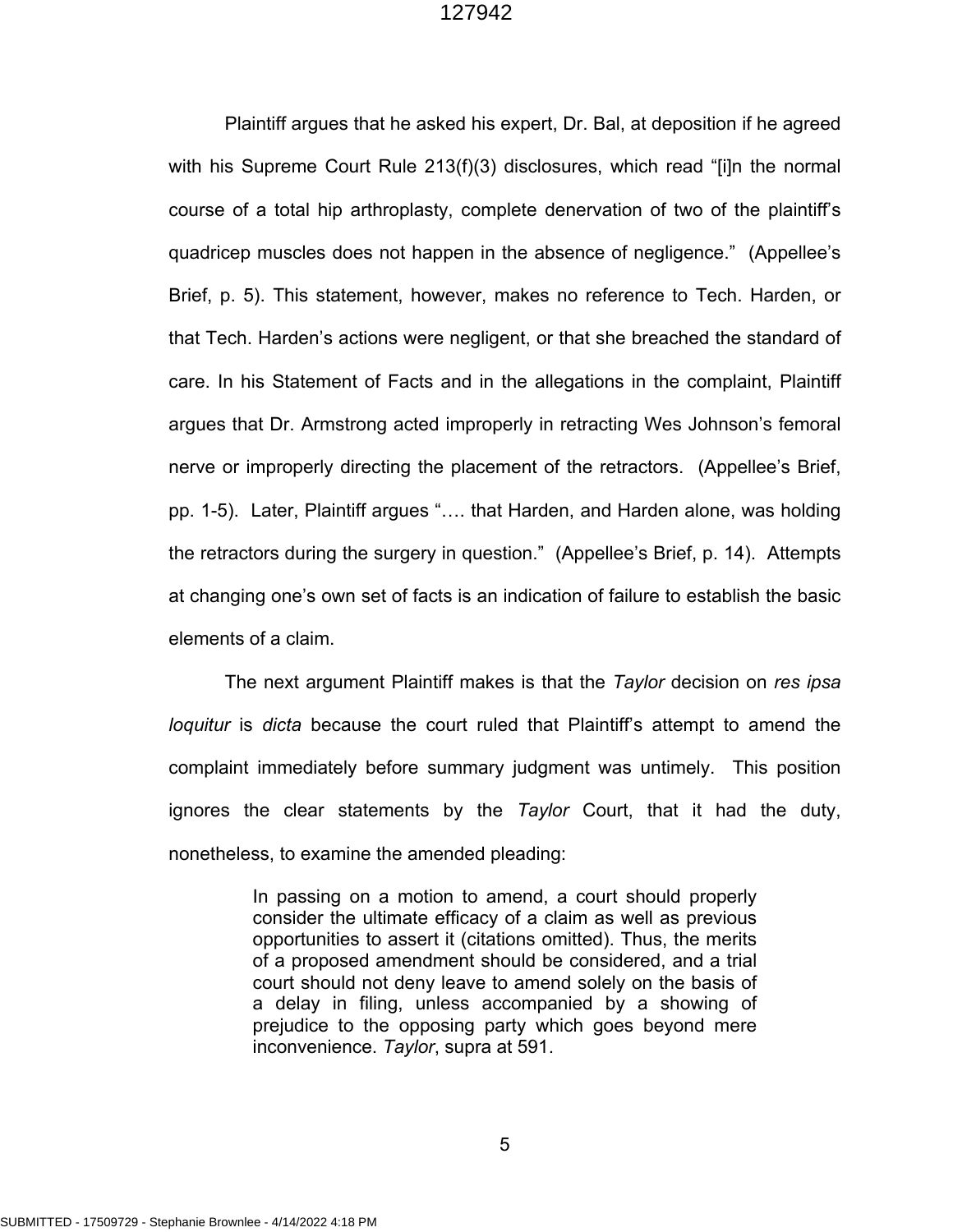Plaintiff argues that he asked his expert, Dr. Bal, at deposition if he agreed with his Supreme Court Rule 213(f)(3) disclosures, which read "[i]n the normal course of a total hip arthroplasty, complete denervation of two of the plaintiff's quadricep muscles does not happen in the absence of negligence." (Appellee's Brief, p. 5). This statement, however, makes no reference to Tech. Harden, or that Tech. Harden's actions were negligent, or that she breached the standard of care. In his Statement of Facts and in the allegations in the complaint, Plaintiff argues that Dr. Armstrong acted improperly in retracting Wes Johnson's femoral nerve or improperly directing the placement of the retractors. (Appellee's Brief, pp. 1-5). Later, Plaintiff argues "…. that Harden, and Harden alone, was holding the retractors during the surgery in question." (Appellee's Brief, p. 14). Attempts at changing one's own set of facts is an indication of failure to establish the basic elements of a claim.

The next argument Plaintiff makes is that the *Taylor* decision on *res ipsa loquitur* is *dicta* because the court ruled that Plaintiff's attempt to amend the complaint immediately before summary judgment was untimely. This position ignores the clear statements by the *Taylor* Court, that it had the duty, nonetheless, to examine the amended pleading:

> In passing on a motion to amend, a court should properly consider the ultimate efficacy of a claim as well as previous opportunities to assert it (citations omitted). Thus, the merits of a proposed amendment should be considered, and a trial court should not deny leave to amend solely on the basis of a delay in filing, unless accompanied by a showing of prejudice to the opposing party which goes beyond mere inconvenience. *Taylor*, supra at 591.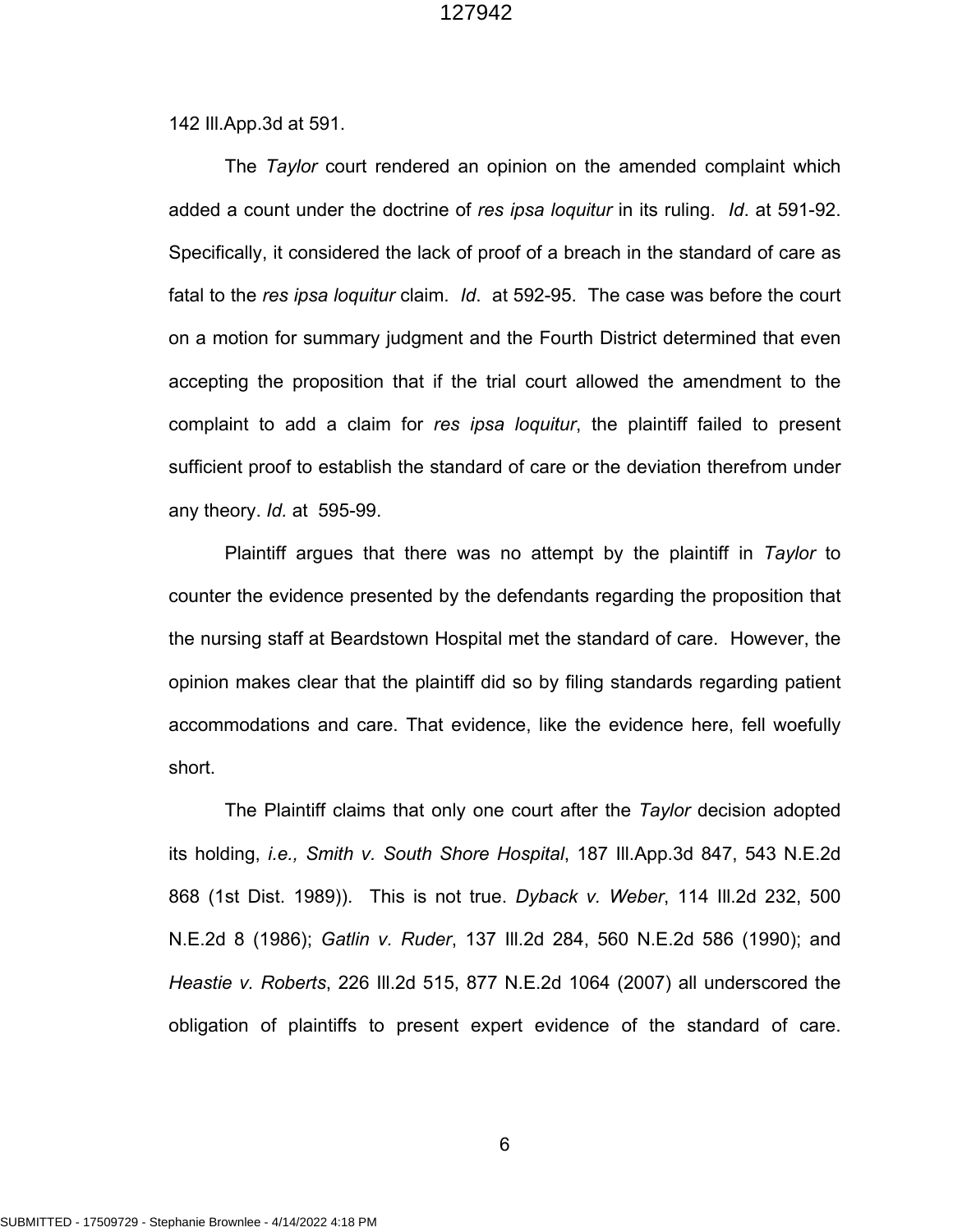142 Ill.App.3d at 591.

The *Taylor* court rendered an opinion on the amended complaint which added a count under the doctrine of *res ipsa loquitur* in its ruling. *Id*. at 591-92. Specifically, it considered the lack of proof of a breach in the standard of care as fatal to the *res ipsa loquitur* claim. *Id*. at 592-95. The case was before the court on a motion for summary judgment and the Fourth District determined that even accepting the proposition that if the trial court allowed the amendment to the complaint to add a claim for *res ipsa loquitur*, the plaintiff failed to present sufficient proof to establish the standard of care or the deviation therefrom under any theory. *Id.* at 595-99.

Plaintiff argues that there was no attempt by the plaintiff in *Taylor* to counter the evidence presented by the defendants regarding the proposition that the nursing staff at Beardstown Hospital met the standard of care. However, the opinion makes clear that the plaintiff did so by filing standards regarding patient accommodations and care. That evidence, like the evidence here, fell woefully short.

The Plaintiff claims that only one court after the *Taylor* decision adopted its holding, *i.e., Smith v. South Shore Hospital*, 187 Ill.App.3d 847, 543 N.E.2d 868 (1st Dist. 1989)). This is not true. *Dyback v. Weber*, 114 Ill.2d 232, 500 N.E.2d 8 (1986); *Gatlin v. Ruder*, 137 Ill.2d 284, 560 N.E.2d 586 (1990); and *Heastie v. Roberts*, 226 Ill.2d 515, 877 N.E.2d 1064 (2007) all underscored the obligation of plaintiffs to present expert evidence of the standard of care.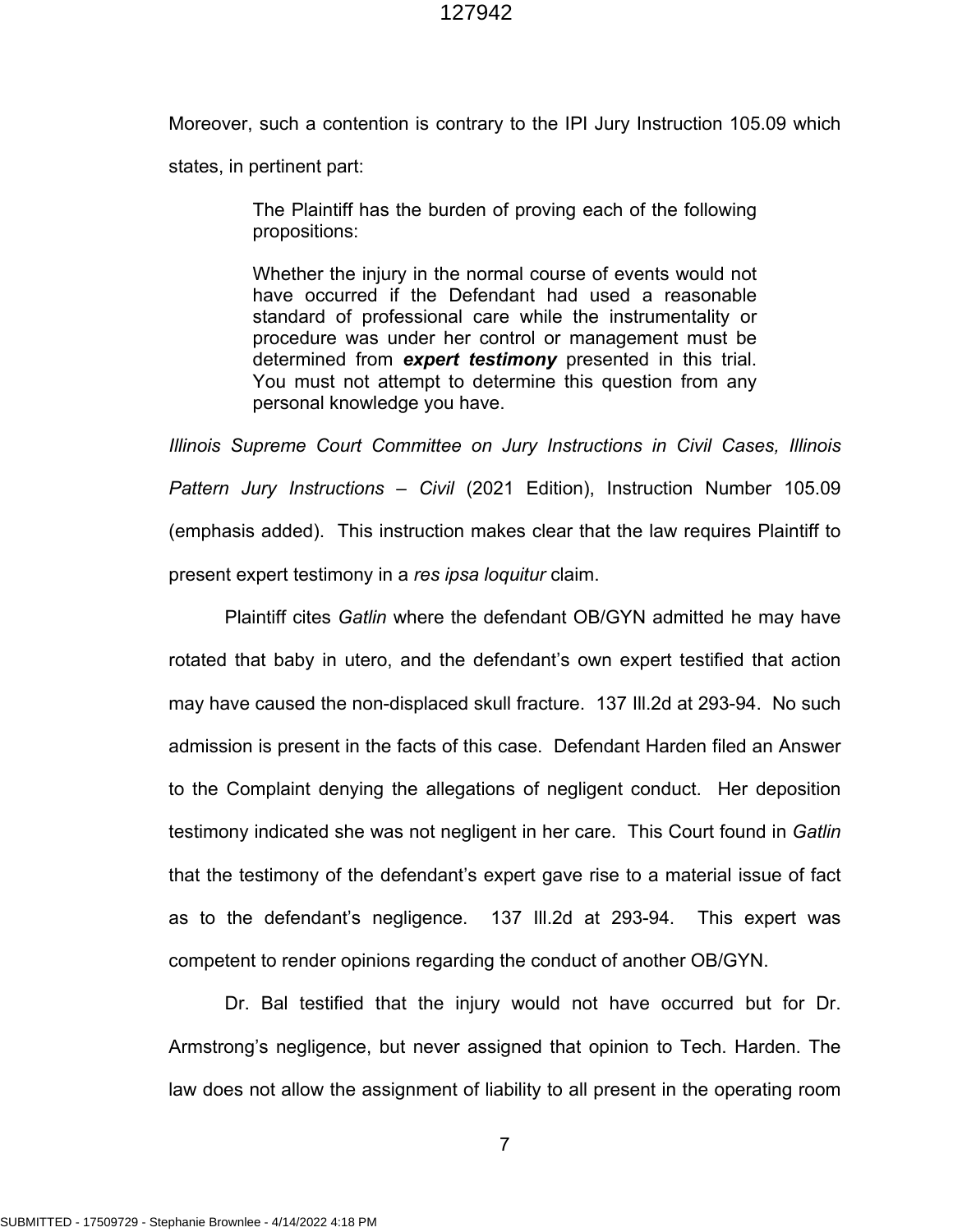Moreover, such a contention is contrary to the IPI Jury Instruction 105.09 which states, in pertinent part:

> The Plaintiff has the burden of proving each of the following propositions:
>
> Whether the injury in the normal course of events would not have occurred if the Defendant had used a reasonable standard of professional care while the instrumentality or procedure was under her control or management must be determined from ***expert testimony*** presented in this trial. You must not attempt to determine this question from any personal knowledge you have.

*Illinois Supreme Court Committee on Jury Instructions in Civil Cases, Illinois Pattern Jury Instructions – Civil* (2021 Edition), Instruction Number 105.09 (emphasis added). This instruction makes clear that the law requires Plaintiff to present expert testimony in a *res ipsa loquitur* claim.

Plaintiff cites *Gatlin* where the defendant OB/GYN admitted he may have rotated that baby in utero, and the defendant's own expert testified that action may have caused the non-displaced skull fracture. 137 Ill.2d at 293-94. No such admission is present in the facts of this case. Defendant Harden filed an Answer to the Complaint denying the allegations of negligent conduct. Her deposition testimony indicated she was not negligent in her care. This Court found in *Gatlin* that the testimony of the defendant's expert gave rise to a material issue of fact as to the defendant's negligence. 137 Ill.2d at 293-94. This expert was competent to render opinions regarding the conduct of another OB/GYN.

Dr. Bal testified that the injury would not have occurred but for Dr. Armstrong's negligence, but never assigned that opinion to Tech. Harden. The law does not allow the assignment of liability to all present in the operating room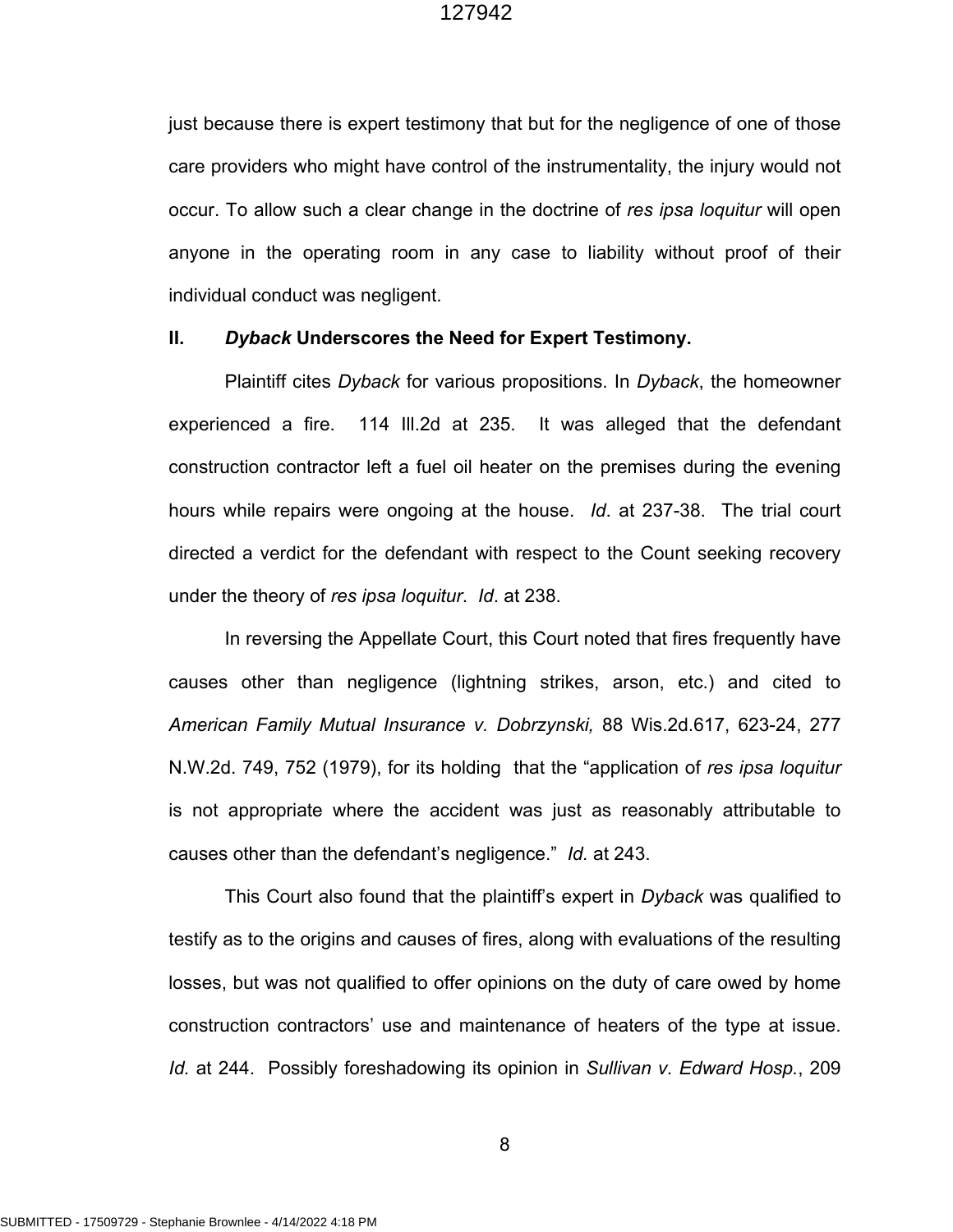just because there is expert testimony that but for the negligence of one of those care providers who might have control of the instrumentality, the injury would not occur. To allow such a clear change in the doctrine of *res ipsa loquitur* will open anyone in the operating room in any case to liability without proof of their individual conduct was negligent.

## II. *Dyback* Underscores the Need for Expert Testimony.

Plaintiff cites *Dyback* for various propositions. In *Dyback*, the homeowner experienced a fire. 114 Ill.2d at 235. It was alleged that the defendant construction contractor left a fuel oil heater on the premises during the evening hours while repairs were ongoing at the house. *Id*. at 237-38. The trial court directed a verdict for the defendant with respect to the Count seeking recovery under the theory of *res ipsa loquitur*. *Id*. at 238.

In reversing the Appellate Court, this Court noted that fires frequently have causes other than negligence (lightning strikes, arson, etc.) and cited to *American Family Mutual Insurance v. Dobrzynski,* 88 Wis.2d.617, 623-24, 277 N.W.2d. 749, 752 (1979), for its holding that the "application of *res ipsa loquitur* is not appropriate where the accident was just as reasonably attributable to causes other than the defendant's negligence." *Id.* at 243.

This Court also found that the plaintiff's expert in *Dyback* was qualified to testify as to the origins and causes of fires, along with evaluations of the resulting losses, but was not qualified to offer opinions on the duty of care owed by home construction contractors' use and maintenance of heaters of the type at issue. *Id.* at 244. Possibly foreshadowing its opinion in *Sullivan v. Edward Hosp.*, 209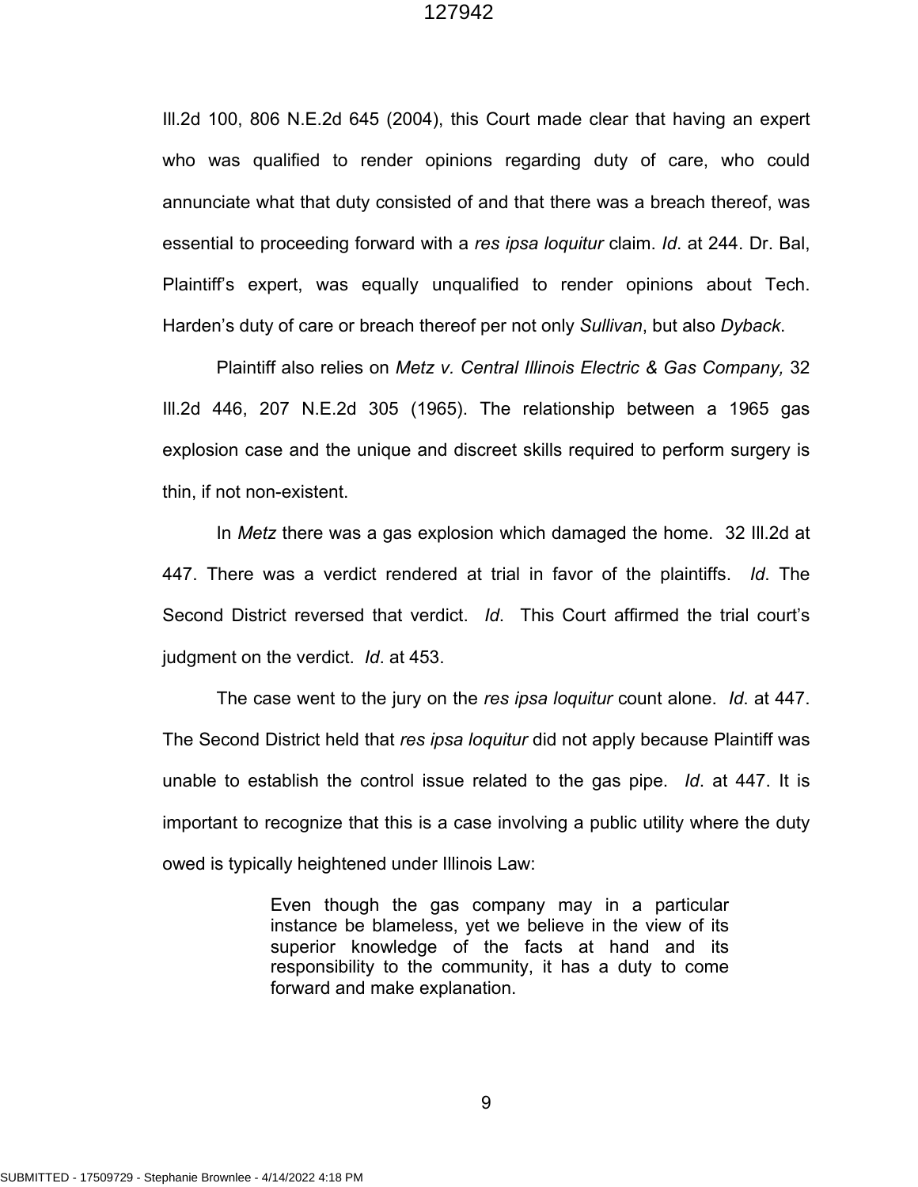Ill.2d 100, 806 N.E.2d 645 (2004), this Court made clear that having an expert who was qualified to render opinions regarding duty of care, who could annunciate what that duty consisted of and that there was a breach thereof, was essential to proceeding forward with a *res ipsa loquitur* claim. *Id*. at 244. Dr. Bal, Plaintiff's expert, was equally unqualified to render opinions about Tech. Harden's duty of care or breach thereof per not only *Sullivan*, but also *Dyback*.

Plaintiff also relies on *Metz v. Central Illinois Electric & Gas Company,* 32 Ill.2d 446, 207 N.E.2d 305 (1965). The relationship between a 1965 gas explosion case and the unique and discreet skills required to perform surgery is thin, if not non-existent.

In *Metz* there was a gas explosion which damaged the home. 32 Ill.2d at 447. There was a verdict rendered at trial in favor of the plaintiffs. *Id*. The Second District reversed that verdict. *Id*. This Court affirmed the trial court's judgment on the verdict. *Id*. at 453.

The case went to the jury on the *res ipsa loquitur* count alone. *Id*. at 447. The Second District held that *res ipsa loquitur* did not apply because Plaintiff was unable to establish the control issue related to the gas pipe. *Id*. at 447. It is important to recognize that this is a case involving a public utility where the duty owed is typically heightened under Illinois Law:

> Even though the gas company may in a particular instance be blameless, yet we believe in the view of its superior knowledge of the facts at hand and its responsibility to the community, it has a duty to come forward and make explanation.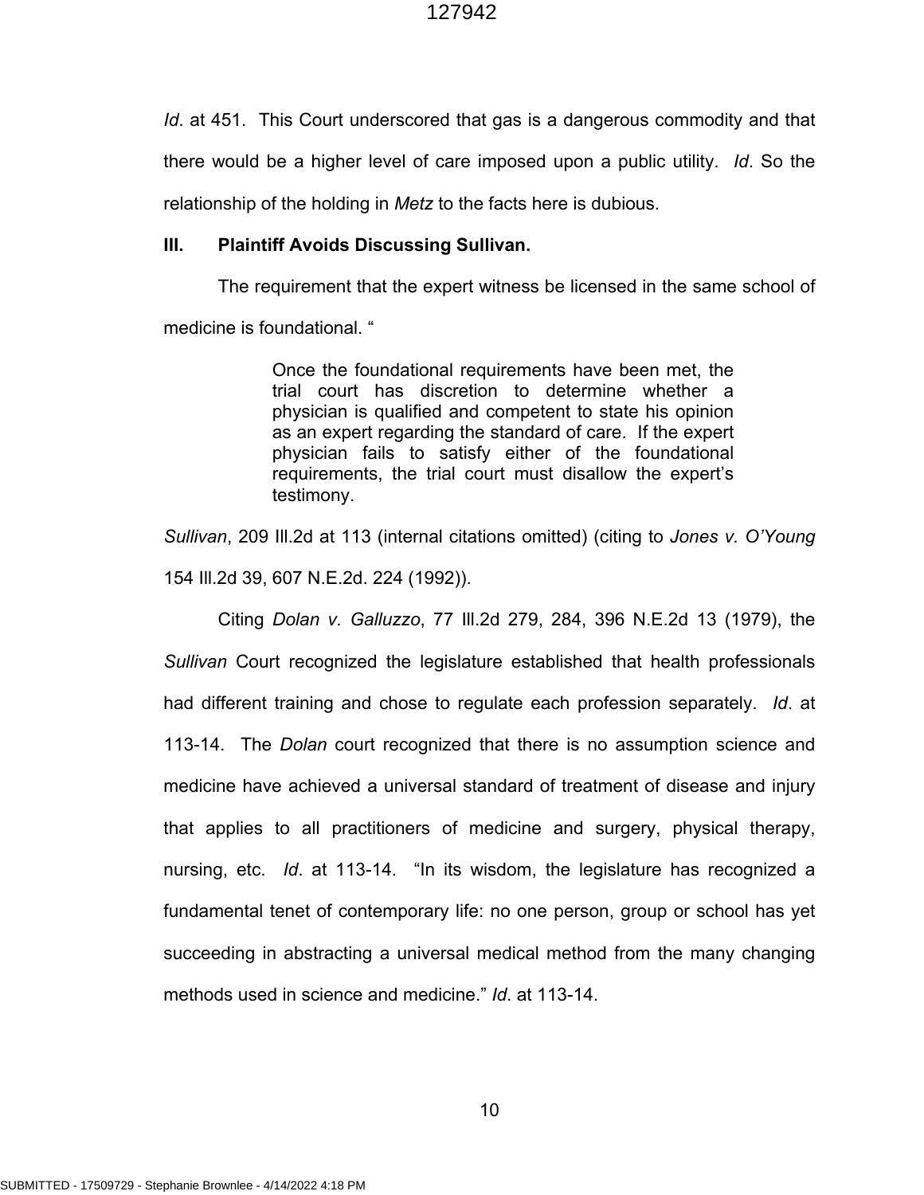*Id*. at 451. This Court underscored that gas is a dangerous commodity and that there would be a higher level of care imposed upon a public utility. *Id*. So the relationship of the holding in *Metz* to the facts here is dubious.

**III. Plaintiff Avoids Discussing Sullivan.**

The requirement that the expert witness be licensed in the same school of medicine is foundational. "

> Once the foundational requirements have been met, the trial court has discretion to determine whether a physician is qualified and competent to state his opinion as an expert regarding the standard of care. If the expert physician fails to satisfy either of the foundational requirements, the trial court must disallow the expert's testimony.

*Sullivan*, 209 Ill.2d at 113 (internal citations omitted) (citing to *Jones v. O'Young* 154 Ill.2d 39, 607 N.E.2d. 224 (1992)).

Citing *Dolan v. Galluzzo*, 77 Ill.2d 279, 284, 396 N.E.2d 13 (1979), the *Sullivan* Court recognized the legislature established that health professionals had different training and chose to regulate each profession separately. *Id*. at 113-14. The *Dolan* court recognized that there is no assumption science and medicine have achieved a universal standard of treatment of disease and injury that applies to all practitioners of medicine and surgery, physical therapy, nursing, etc. *Id*. at 113-14. "In its wisdom, the legislature has recognized a fundamental tenet of contemporary life: no one person, group or school has yet succeeding in abstracting a universal medical method from the many changing methods used in science and medicine." *Id*. at 113-14.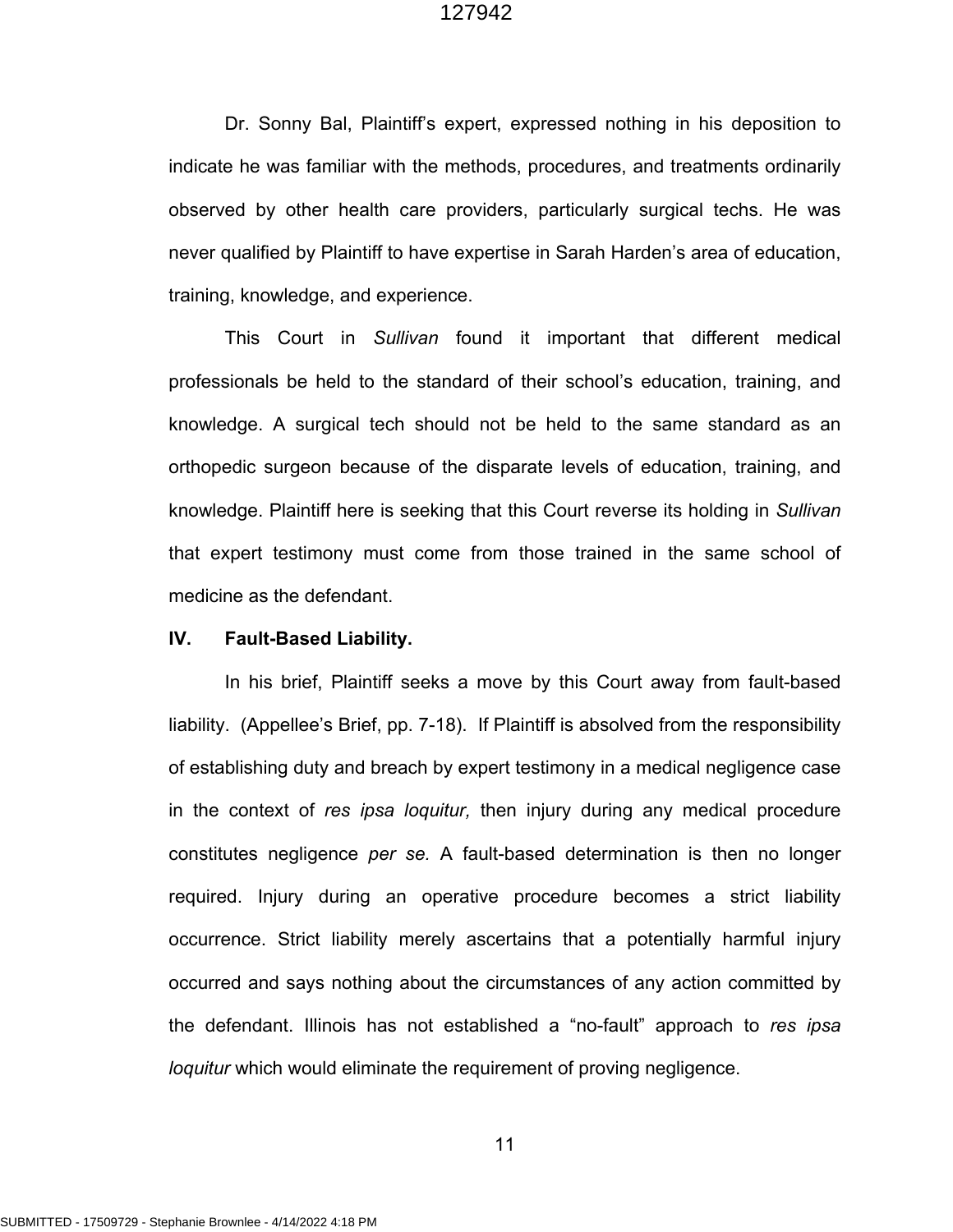Dr. Sonny Bal, Plaintiff's expert, expressed nothing in his deposition to indicate he was familiar with the methods, procedures, and treatments ordinarily observed by other health care providers, particularly surgical techs. He was never qualified by Plaintiff to have expertise in Sarah Harden's area of education, training, knowledge, and experience.

This Court in *Sullivan* found it important that different medical professionals be held to the standard of their school's education, training, and knowledge. A surgical tech should not be held to the same standard as an orthopedic surgeon because of the disparate levels of education, training, and knowledge. Plaintiff here is seeking that this Court reverse its holding in *Sullivan* that expert testimony must come from those trained in the same school of medicine as the defendant.

## IV. Fault-Based Liability.

In his brief, Plaintiff seeks a move by this Court away from fault-based liability. (Appellee's Brief, pp. 7-18). If Plaintiff is absolved from the responsibility of establishing duty and breach by expert testimony in a medical negligence case in the context of *res ipsa loquitur,* then injury during any medical procedure constitutes negligence *per se.* A fault-based determination is then no longer required. Injury during an operative procedure becomes a strict liability occurrence. Strict liability merely ascertains that a potentially harmful injury occurred and says nothing about the circumstances of any action committed by the defendant. Illinois has not established a "no-fault" approach to *res ipsa loquitur* which would eliminate the requirement of proving negligence.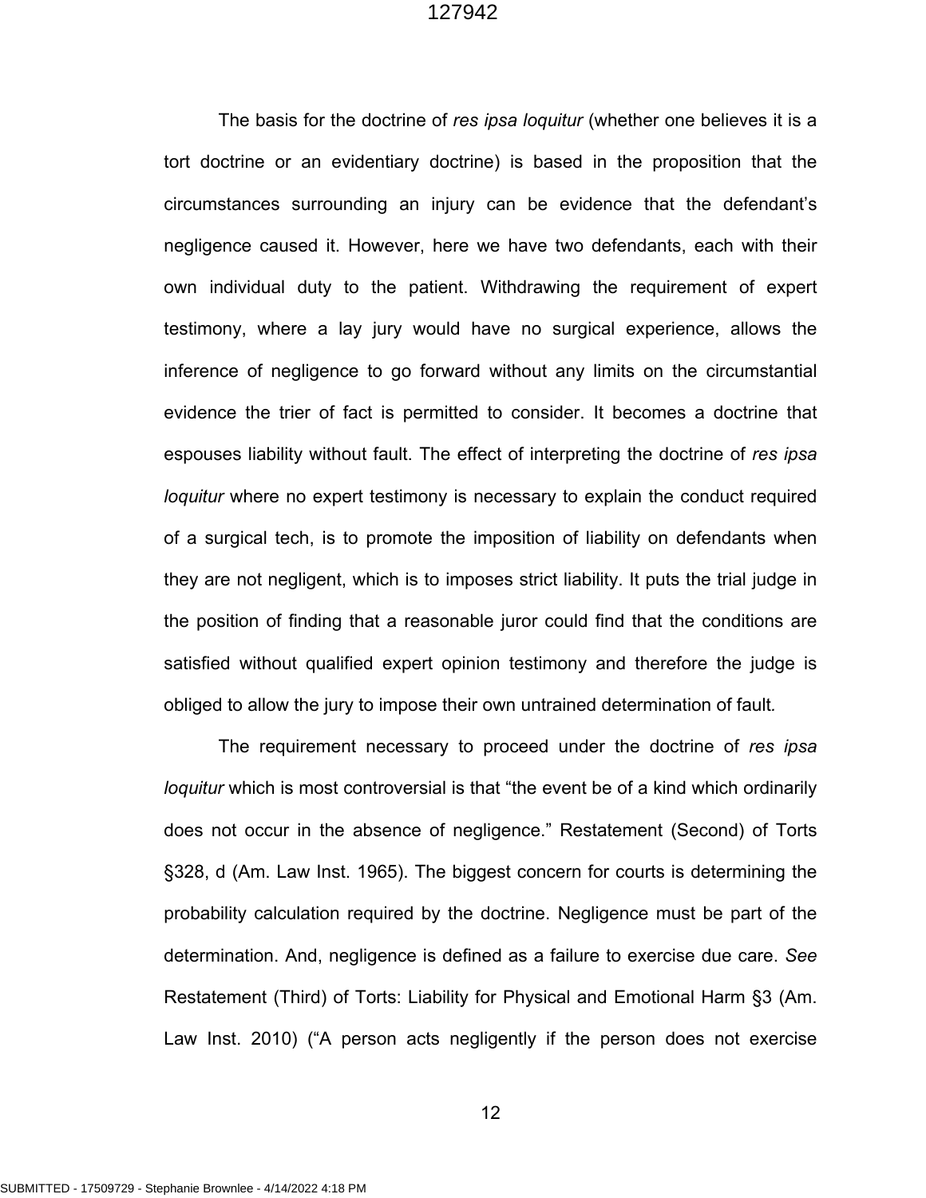The basis for the doctrine of *res ipsa loquitur* (whether one believes it is a tort doctrine or an evidentiary doctrine) is based in the proposition that the circumstances surrounding an injury can be evidence that the defendant's negligence caused it. However, here we have two defendants, each with their own individual duty to the patient. Withdrawing the requirement of expert testimony, where a lay jury would have no surgical experience, allows the inference of negligence to go forward without any limits on the circumstantial evidence the trier of fact is permitted to consider. It becomes a doctrine that espouses liability without fault. The effect of interpreting the doctrine of *res ipsa loquitur* where no expert testimony is necessary to explain the conduct required of a surgical tech, is to promote the imposition of liability on defendants when they are not negligent, which is to imposes strict liability. It puts the trial judge in the position of finding that a reasonable juror could find that the conditions are satisfied without qualified expert opinion testimony and therefore the judge is obliged to allow the jury to impose their own untrained determination of fault.

The requirement necessary to proceed under the doctrine of *res ipsa loquitur* which is most controversial is that "the event be of a kind which ordinarily does not occur in the absence of negligence." Restatement (Second) of Torts §328, d (Am. Law Inst. 1965). The biggest concern for courts is determining the probability calculation required by the doctrine. Negligence must be part of the determination. And, negligence is defined as a failure to exercise due care. *See* Restatement (Third) of Torts: Liability for Physical and Emotional Harm §3 (Am. Law Inst. 2010) ("A person acts negligently if the person does not exercise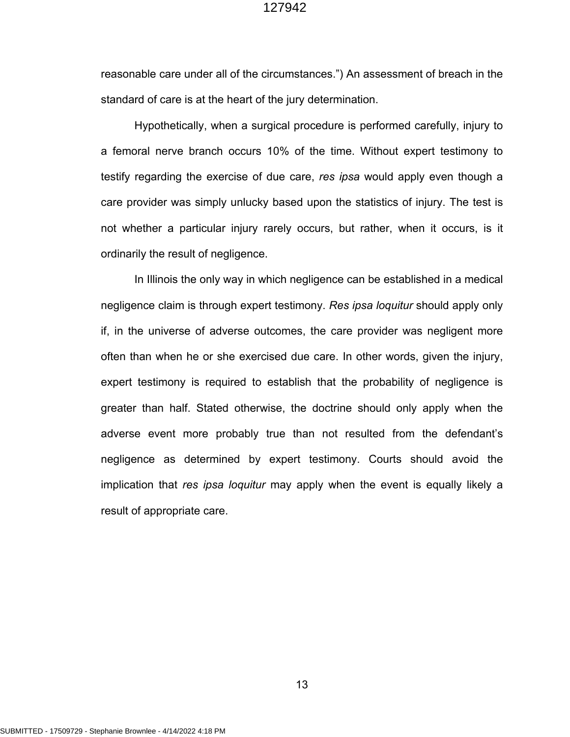reasonable care under all of the circumstances.") An assessment of breach in the standard of care is at the heart of the jury determination.

Hypothetically, when a surgical procedure is performed carefully, injury to a femoral nerve branch occurs 10% of the time. Without expert testimony to testify regarding the exercise of due care, *res ipsa* would apply even though a care provider was simply unlucky based upon the statistics of injury. The test is not whether a particular injury rarely occurs, but rather, when it occurs, is it ordinarily the result of negligence.

In Illinois the only way in which negligence can be established in a medical negligence claim is through expert testimony. *Res ipsa loquitur* should apply only if, in the universe of adverse outcomes, the care provider was negligent more often than when he or she exercised due care. In other words, given the injury, expert testimony is required to establish that the probability of negligence is greater than half. Stated otherwise, the doctrine should only apply when the adverse event more probably true than not resulted from the defendant's negligence as determined by expert testimony. Courts should avoid the implication that *res ipsa loquitur* may apply when the event is equally likely a result of appropriate care.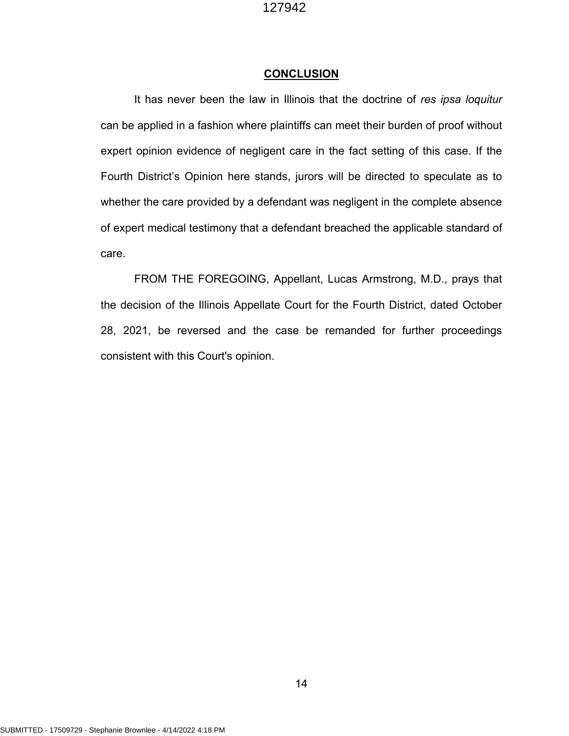## CONCLUSION

It has never been the law in Illinois that the doctrine of *res ipsa loquitur* can be applied in a fashion where plaintiffs can meet their burden of proof without expert opinion evidence of negligent care in the fact setting of this case. If the Fourth District's Opinion here stands, jurors will be directed to speculate as to whether the care provided by a defendant was negligent in the complete absence of expert medical testimony that a defendant breached the applicable standard of care.

FROM THE FOREGOING, Appellant, Lucas Armstrong, M.D., prays that the decision of the Illinois Appellate Court for the Fourth District, dated October 28, 2021, be reversed and the case be remanded for further proceedings consistent with this Court's opinion.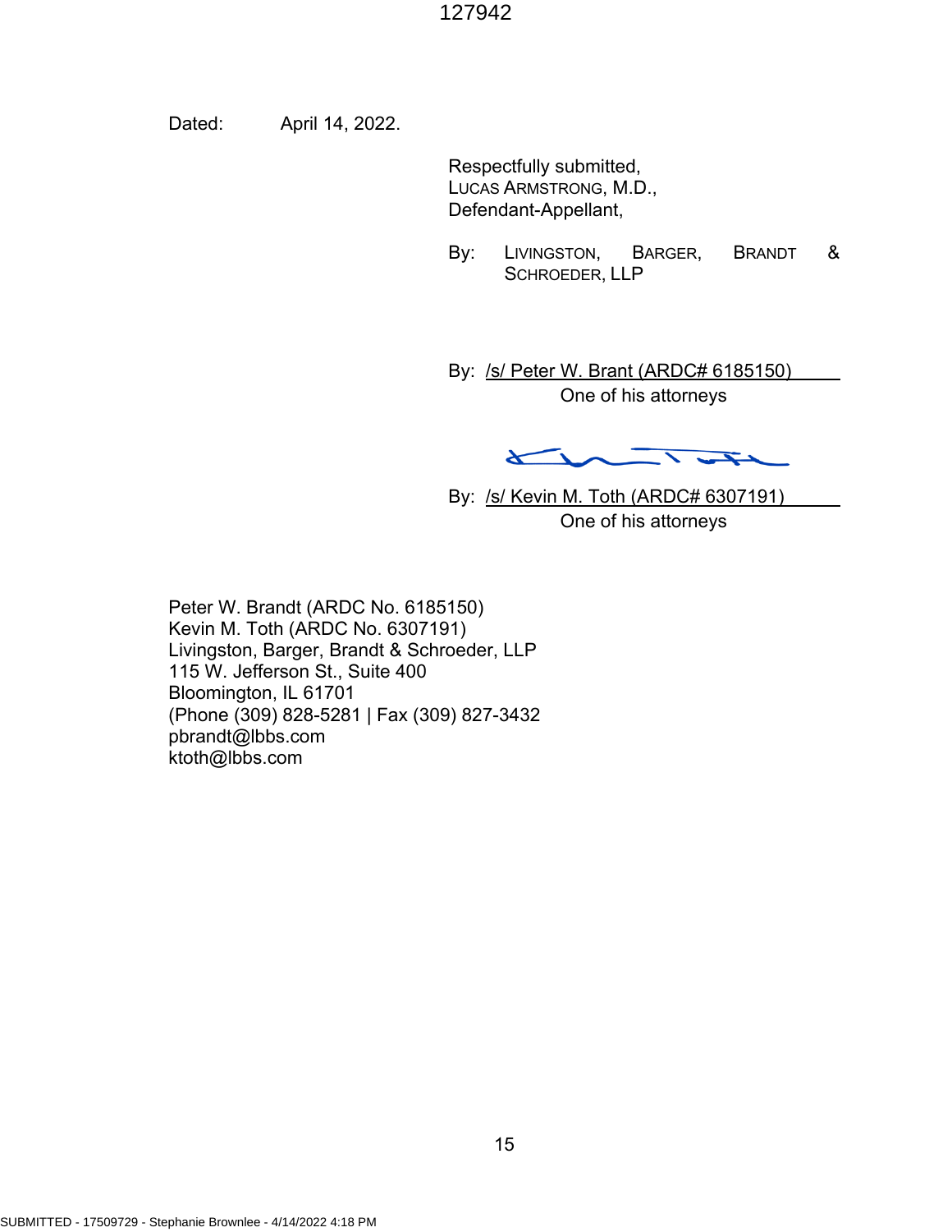Dated: April 14, 2022.

Respectfully submitted,
LUCAS ARMSTRONG, M.D.,
Defendant-Appellant,

By: LIVINGSTON, BARGER, BRANDT & SCHROEDER, LLP

By: /s/ Peter W. Brant (ARDC# 6185150)
One of his attorneys

By: /s/ Kevin M. Toth (ARDC# 6307191)
One of his attorneys

Peter W. Brandt (ARDC No. 6185150)
Kevin M. Toth (ARDC No. 6307191)
Livingston, Barger, Brandt & Schroeder, LLP
115 W. Jefferson St., Suite 400
Bloomington, IL 61701
(Phone (309) 828-5281 | Fax (309) 827-3432
pbrandt@lbbs.com
ktoth@lbbs.com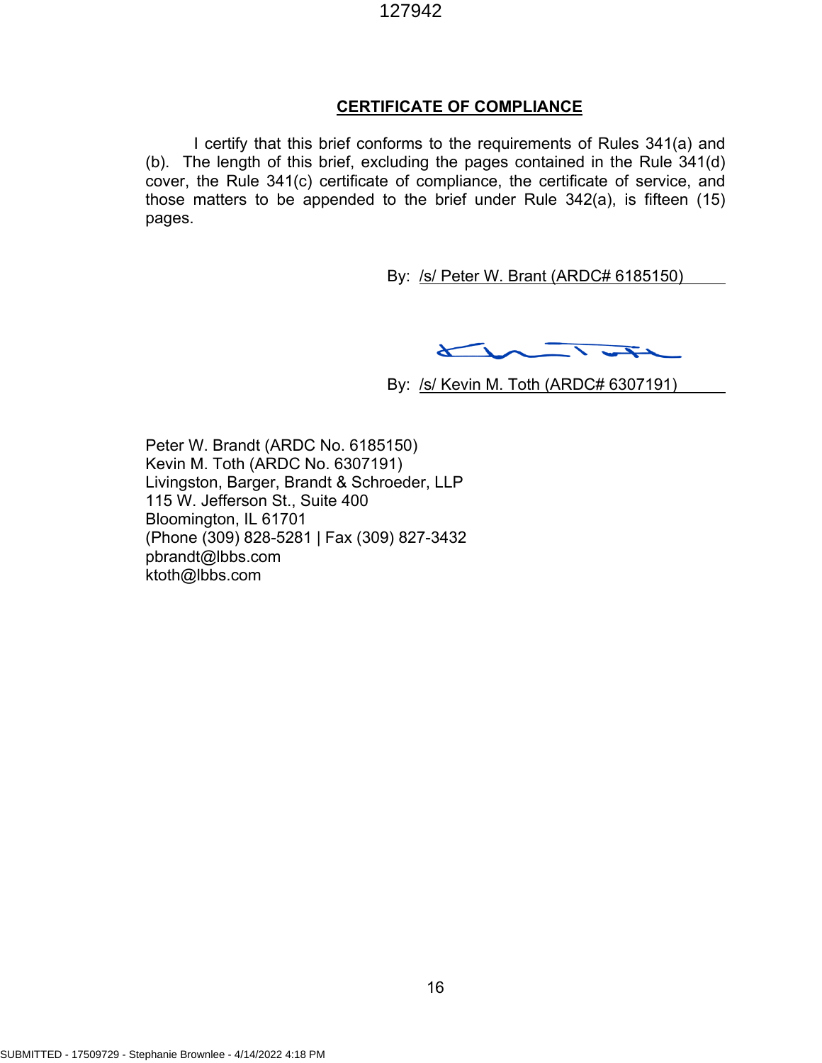## CERTIFICATE OF COMPLIANCE

I certify that this brief conforms to the requirements of Rules 341(a) and (b). The length of this brief, excluding the pages contained in the Rule 341(d) cover, the Rule 341(c) certificate of compliance, the certificate of service, and those matters to be appended to the brief under Rule 342(a), is fifteen (15) pages.

By: /s/ Peter W. Brant (ARDC# 6185150)

By: /s/ Kevin M. Toth (ARDC# 6307191)

Peter W. Brandt (ARDC No. 6185150)
Kevin M. Toth (ARDC No. 6307191)
Livingston, Barger, Brandt & Schroeder, LLP
115 W. Jefferson St., Suite 400
Bloomington, IL 61701
(Phone (309) 828-5281 | Fax (309) 827-3432
pbrandt@lbbs.com
ktoth@lbbs.com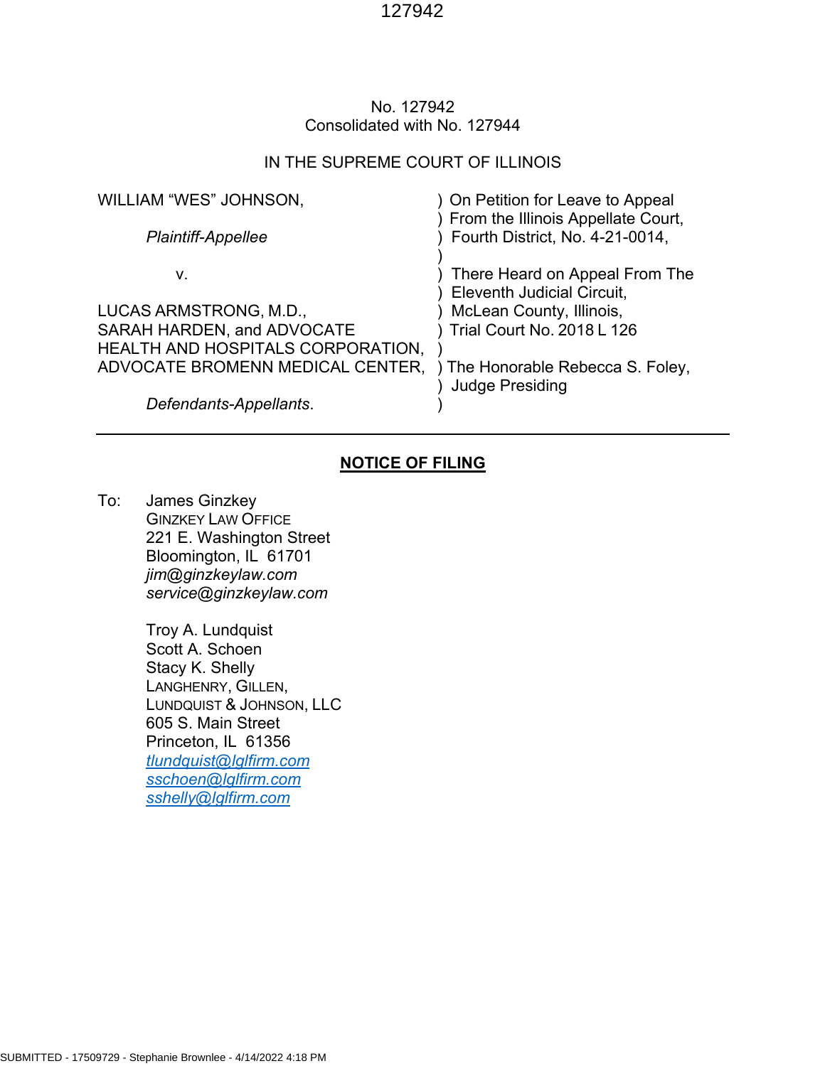No. 127942
Consolidated with No. 127944

IN THE SUPREME COURT OF ILLINOIS

| | |
|---|---|
| WILLIAM "WES" JOHNSON, | ) On Petition for Leave to Appeal |
| | ) From the Illinois Appellate Court, |
| *Plaintiff-Appellee* | ) Fourth District, No. 4-21-0014, |
| | ) |
| v. | ) There Heard on Appeal From The |
| | ) Eleventh Judicial Circuit, |
| LUCAS ARMSTRONG, M.D., | ) McLean County, Illinois, |
| SARAH HARDEN, and ADVOCATE | ) Trial Court No. 2018 L 126 |
| HEALTH AND HOSPITALS CORPORATION, | ) |
| ADVOCATE BROMENN MEDICAL CENTER, | ) The Honorable Rebecca S. Foley, |
| | ) Judge Presiding |
| *Defendants-Appellants*. | ) |

## NOTICE OF FILING

To: James Ginzkey
GINZKEY LAW OFFICE
221 E. Washington Street
Bloomington, IL 61701
*jim@ginzkeylaw.com*
*service@ginzkeylaw.com*

Troy A. Lundquist
Scott A. Schoen
Stacy K. Shelly
LANGHENRY, GILLEN,
LUNDQUIST & JOHNSON, LLC
605 S. Main Street
Princeton, IL 61356
*tlundquist@lglfirm.com*
*sschoen@lglfirm.com*
*sshelly@lglfirm.com*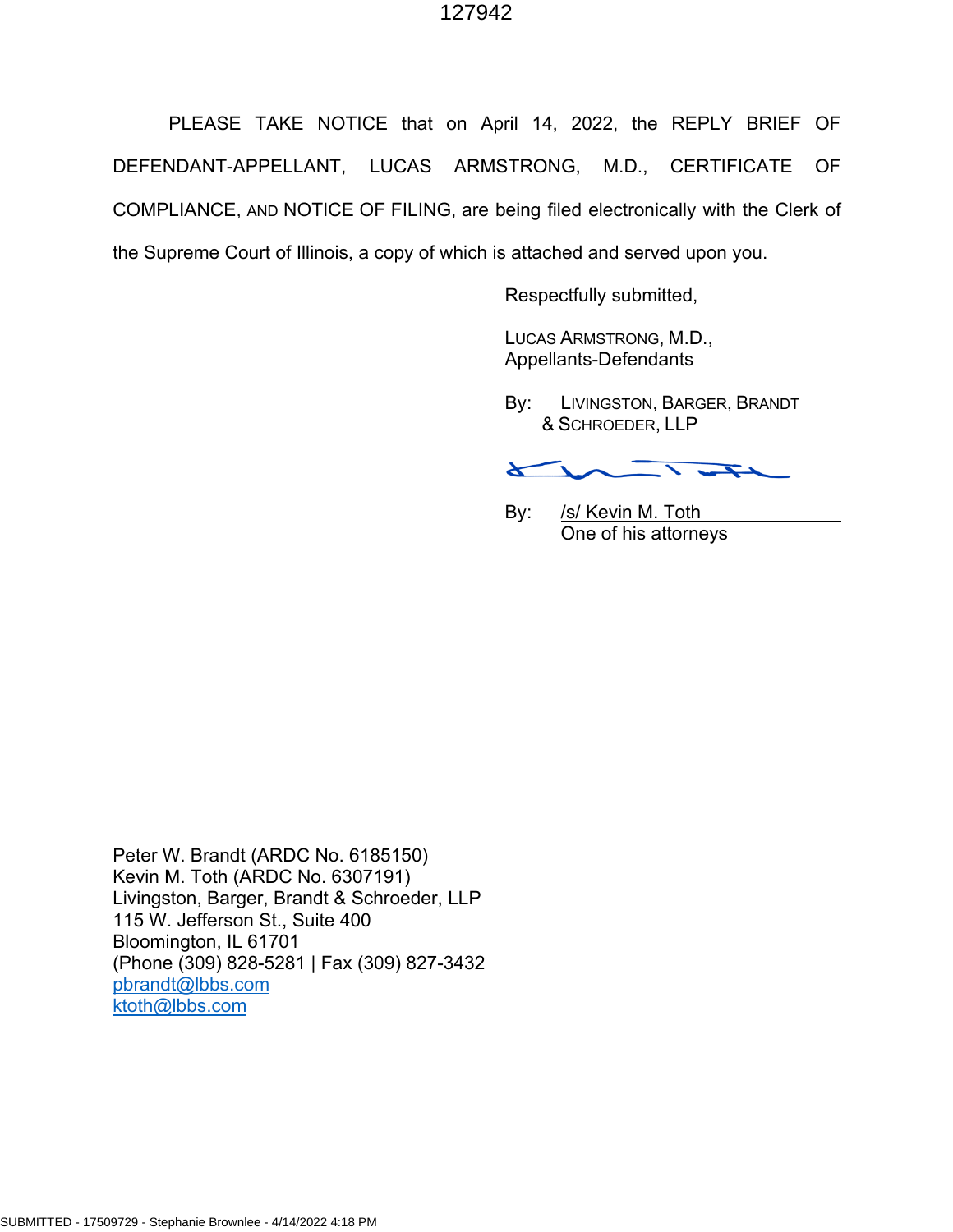PLEASE TAKE NOTICE that on April 14, 2022, the REPLY BRIEF OF DEFENDANT-APPELLANT, LUCAS ARMSTRONG, M.D., CERTIFICATE OF COMPLIANCE, AND NOTICE OF FILING, are being filed electronically with the Clerk of the Supreme Court of Illinois, a copy of which is attached and served upon you.

Respectfully submitted,

LUCAS ARMSTRONG, M.D.,
Appellants-Defendants

By: LIVINGSTON, BARGER, BRANDT & SCHROEDER, LLP

By: /s/ Kevin M. Toth
One of his attorneys

Peter W. Brandt (ARDC No. 6185150)
Kevin M. Toth (ARDC No. 6307191)
Livingston, Barger, Brandt & Schroeder, LLP
115 W. Jefferson St., Suite 400
Bloomington, IL 61701
(Phone (309) 828-5281 | Fax (309) 827-3432
pbrandt@lbbs.com
ktoth@lbbs.com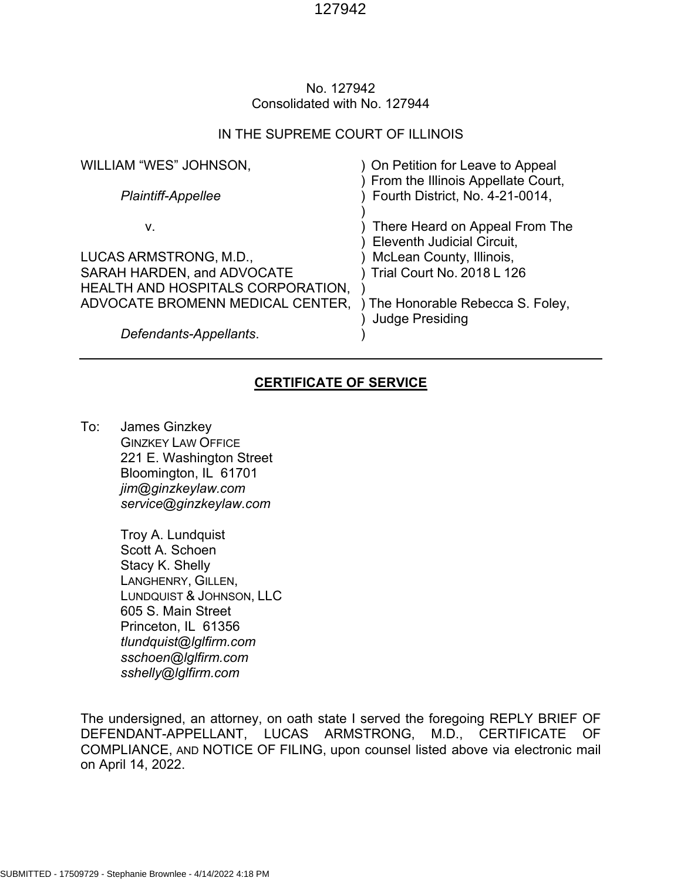No. 127942
Consolidated with No. 127944

IN THE SUPREME COURT OF ILLINOIS

| | |
|---|---|
| WILLIAM "WES" JOHNSON, | ) On Petition for Leave to Appeal |
| | ) From the Illinois Appellate Court, |
| *Plaintiff-Appellee* | ) Fourth District, No. 4-21-0014, |
| | ) |
| v. | ) There Heard on Appeal From The |
| | ) Eleventh Judicial Circuit, |
| LUCAS ARMSTRONG, M.D., | ) McLean County, Illinois, |
| SARAH HARDEN, and ADVOCATE | ) Trial Court No. 2018 L 126 |
| HEALTH AND HOSPITALS CORPORATION, | ) |
| ADVOCATE BROMENN MEDICAL CENTER, | ) The Honorable Rebecca S. Foley, |
| | ) Judge Presiding |
| *Defendants-Appellants*. | ) |

---

## CERTIFICATE OF SERVICE

To: James Ginzkey
GINZKEY LAW OFFICE
221 E. Washington Street
Bloomington, IL 61701
*jim@ginzkeylaw.com*
*service@ginzkeylaw.com*

Troy A. Lundquist
Scott A. Schoen
Stacy K. Shelly
LANGHENRY, GILLEN,
LUNDQUIST & JOHNSON, LLC
605 S. Main Street
Princeton, IL 61356
*tlundquist@lglfirm.com*
*sschoen@lglfirm.com*
*sshelly@lglfirm.com*

The undersigned, an attorney, on oath state I served the foregoing REPLY BRIEF OF DEFENDANT-APPELLANT, LUCAS ARMSTRONG, M.D., CERTIFICATE OF COMPLIANCE, AND NOTICE OF FILING, upon counsel listed above via electronic mail on April 14, 2022.

SUBMITTED - 17509729 - Stephanie Brownlee - 4/14/2022 4:18 PM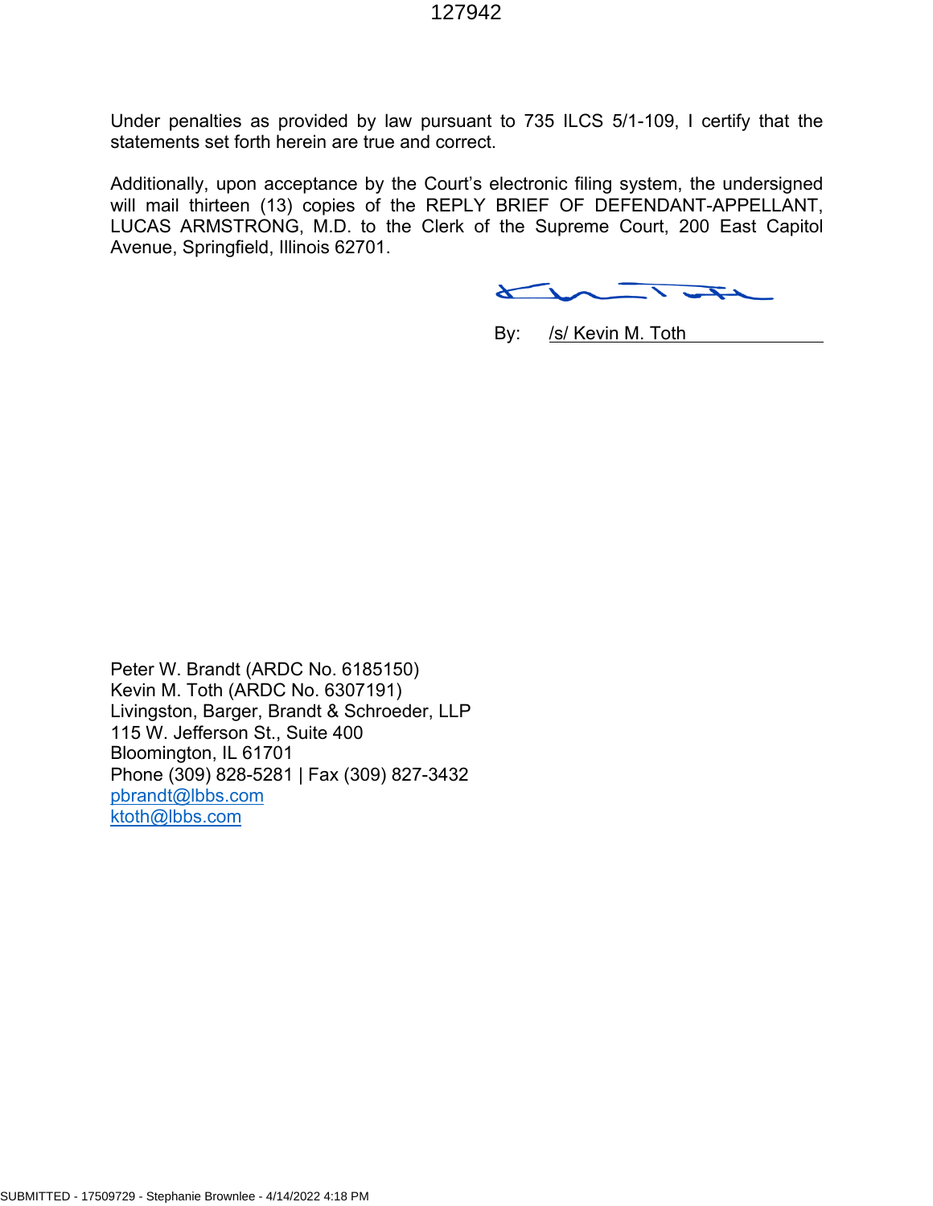Under penalties as provided by law pursuant to 735 ILCS 5/1-109, I certify that the statements set forth herein are true and correct.

Additionally, upon acceptance by the Court's electronic filing system, the undersigned will mail thirteen (13) copies of the REPLY BRIEF OF DEFENDANT-APPELLANT, LUCAS ARMSTRONG, M.D. to the Clerk of the Supreme Court, 200 East Capitol Avenue, Springfield, Illinois 62701.

By: /s/ Kevin M. Toth

Peter W. Brandt (ARDC No. 6185150)
Kevin M. Toth (ARDC No. 6307191)
Livingston, Barger, Brandt & Schroeder, LLP
115 W. Jefferson St., Suite 400
Bloomington, IL 61701
Phone (309) 828-5281 | Fax (309) 827-3432
pbrandt@lbbs.com
ktoth@lbbs.com